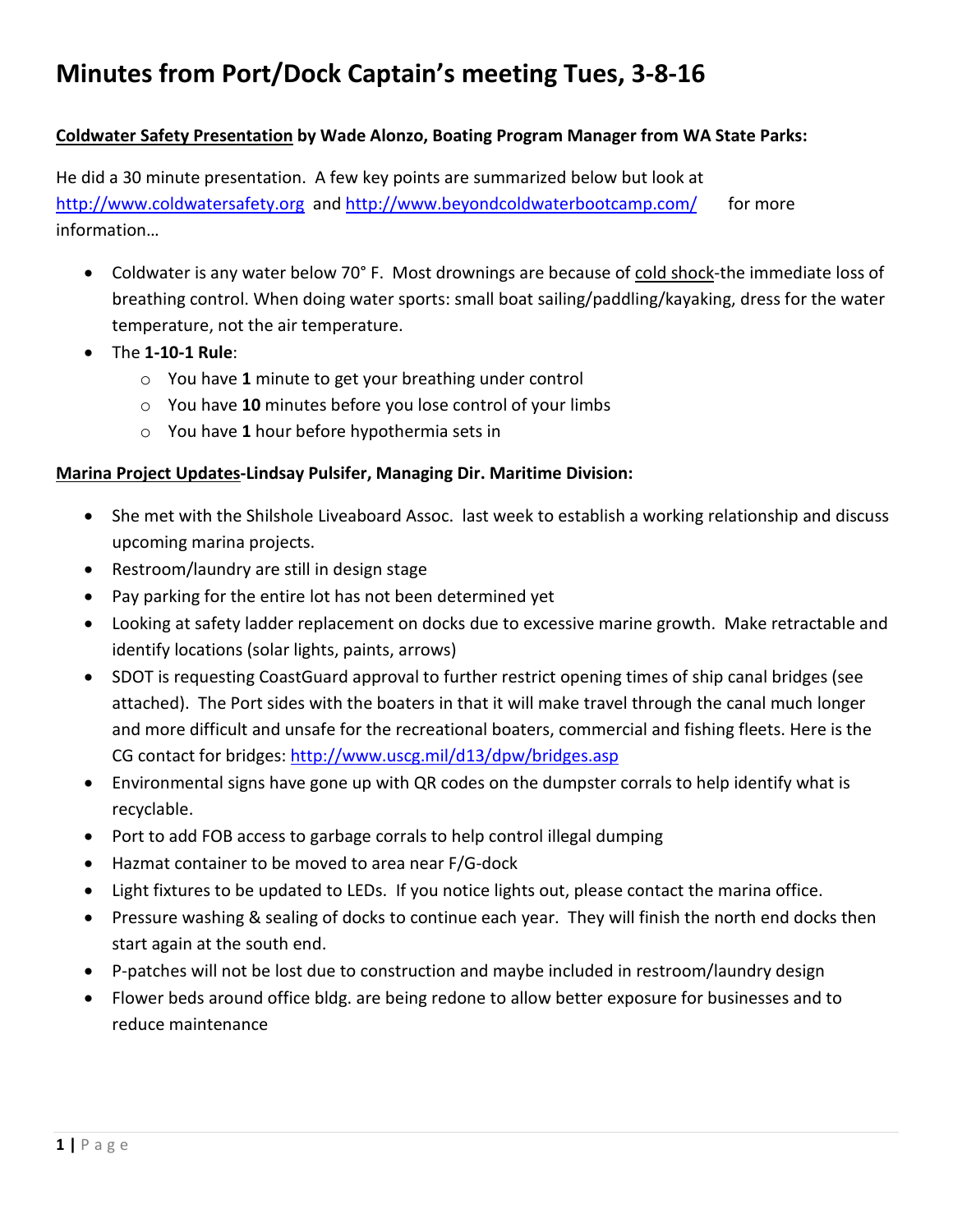# Minutes from Port/Dock Captain's meeting Tues, 3-8-16

**Coldwater Safety Presentation by Wade Alonzo, Boating Program Manager from WA State Parks:**

He did a 30 minute presentation. A few key points are summarized below but look at http://www.coldwatersafety.org and http://www.beyondcoldwaterbootcamp.com/ for more information…

- Coldwater is any water below 70° F. Most drownings are because of cold shock-the immediate loss of breathing control. When doing water sports: small boat sailing/paddling/kayaking, dress for the water temperature, not the air temperature.
- The **1-10-1 Rule**:
  - You have **1** minute to get your breathing under control
  - You have **10** minutes before you lose control of your limbs
  - You have **1** hour before hypothermia sets in

**Marina Project Updates-Lindsay Pulsifer, Managing Dir. Maritime Division:**

- She met with the Shilshole Liveaboard Assoc. last week to establish a working relationship and discuss upcoming marina projects.
- Restroom/laundry are still in design stage
- Pay parking for the entire lot has not been determined yet
- Looking at safety ladder replacement on docks due to excessive marine growth. Make retractable and identify locations (solar lights, paints, arrows)
- SDOT is requesting CoastGuard approval to further restrict opening times of ship canal bridges (see attached). The Port sides with the boaters in that it will make travel through the canal much longer and more difficult and unsafe for the recreational boaters, commercial and fishing fleets. Here is the CG contact for bridges: http://www.uscg.mil/d13/dpw/bridges.asp
- Environmental signs have gone up with QR codes on the dumpster corrals to help identify what is recyclable.
- Port to add FOB access to garbage corrals to help control illegal dumping
- Hazmat container to be moved to area near F/G-dock
- Light fixtures to be updated to LEDs. If you notice lights out, please contact the marina office.
- Pressure washing & sealing of docks to continue each year. They will finish the north end docks then start again at the south end.
- P-patches will not be lost due to construction and maybe included in restroom/laundry design
- Flower beds around office bldg. are being redone to allow better exposure for businesses and to reduce maintenance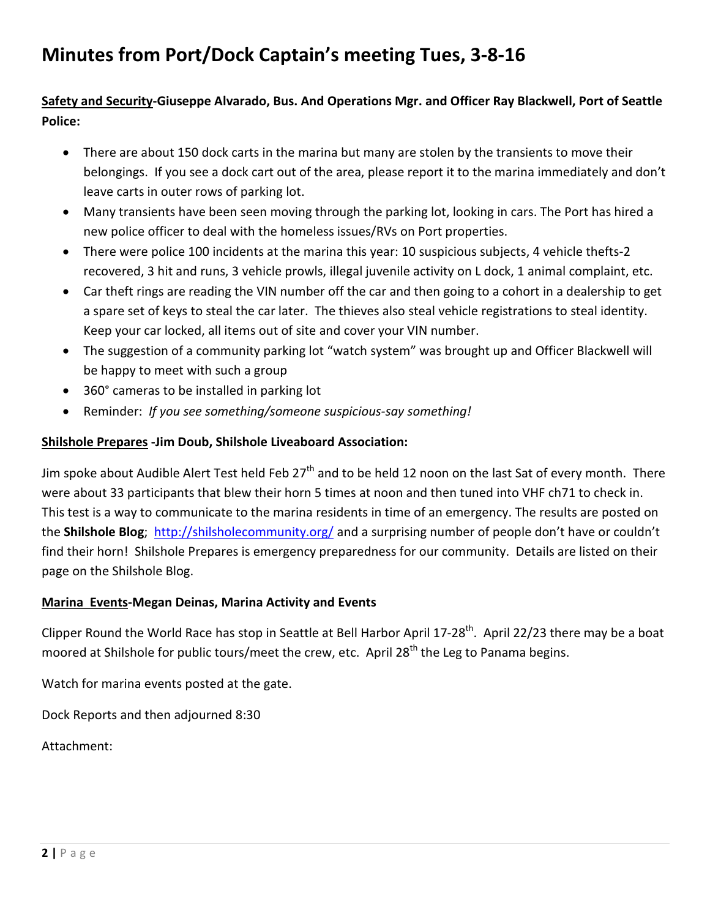# Minutes from Port/Dock Captain's meeting Tues, 3-8-16

**Safety and Security-Giuseppe Alvarado, Bus. And Operations Mgr. and Officer Ray Blackwell, Port of Seattle Police:**

- There are about 150 dock carts in the marina but many are stolen by the transients to move their belongings. If you see a dock cart out of the area, please report it to the marina immediately and don't leave carts in outer rows of parking lot.
- Many transients have been seen moving through the parking lot, looking in cars. The Port has hired a new police officer to deal with the homeless issues/RVs on Port properties.
- There were police 100 incidents at the marina this year: 10 suspicious subjects, 4 vehicle thefts-2 recovered, 3 hit and runs, 3 vehicle prowls, illegal juvenile activity on L dock, 1 animal complaint, etc.
- Car theft rings are reading the VIN number off the car and then going to a cohort in a dealership to get a spare set of keys to steal the car later. The thieves also steal vehicle registrations to steal identity. Keep your car locked, all items out of site and cover your VIN number.
- The suggestion of a community parking lot "watch system" was brought up and Officer Blackwell will be happy to meet with such a group
- 360° cameras to be installed in parking lot
- Reminder: *If you see something/someone suspicious-say something!*

**Shilshole Prepares -Jim Doub, Shilshole Liveaboard Association:**

Jim spoke about Audible Alert Test held Feb 27th and to be held 12 noon on the last Sat of every month. There were about 33 participants that blew their horn 5 times at noon and then tuned into VHF ch71 to check in. This test is a way to communicate to the marina residents in time of an emergency. The results are posted on the **Shilshole Blog**; http://shilsholecommunity.org/ and a surprising number of people don't have or couldn't find their horn! Shilshole Prepares is emergency preparedness for our community. Details are listed on their page on the Shilshole Blog.

**Marina Events-Megan Deinas, Marina Activity and Events**

Clipper Round the World Race has stop in Seattle at Bell Harbor April 17-28th. April 22/23 there may be a boat moored at Shilshole for public tours/meet the crew, etc. April 28th the Leg to Panama begins.

Watch for marina events posted at the gate.

Dock Reports and then adjourned 8:30

Attachment: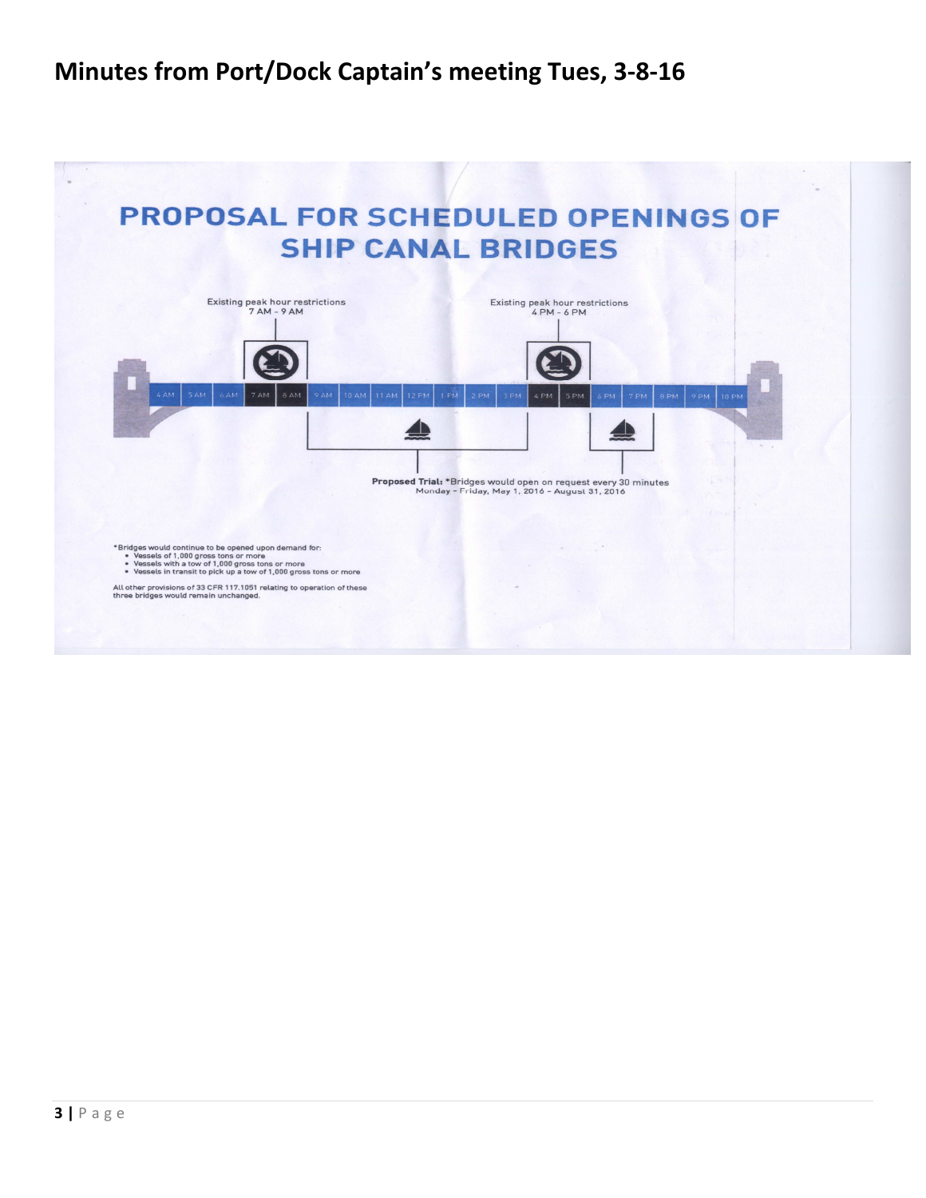# Minutes from Port/Dock Captain's meeting Tues, 3-8-16

## PROPOSAL FOR SCHEDULED OPENINGS OF SHIP CANAL BRIDGES

Existing peak hour restrictions 7 AM - 9 AM

Existing peak hour restrictions 4 PM - 6 PM

4 AM 5 AM 6 AM 7 AM 8 AM 9 AM 10 AM 11 AM 12 PM 1 PM 2 PM 3 PM 4 PM 5 PM 6 PM 7 PM 8 PM 9 PM 10 PM

**Proposed Trial:** *Bridges would open on request every 30 minutes
Monday - Friday, May 1, 2016 - August 31, 2016

*Bridges would continue to be opened upon demand for:

- Vessels of 1,000 gross tons or more
- Vessels with a tow of 1,000 gross tons or more
- Vessels in transit to pick up a tow of 1,000 gross tons or more

All other provisions of 33 CFR 117.1051 relating to operation of these three bridges would remain unchanged.